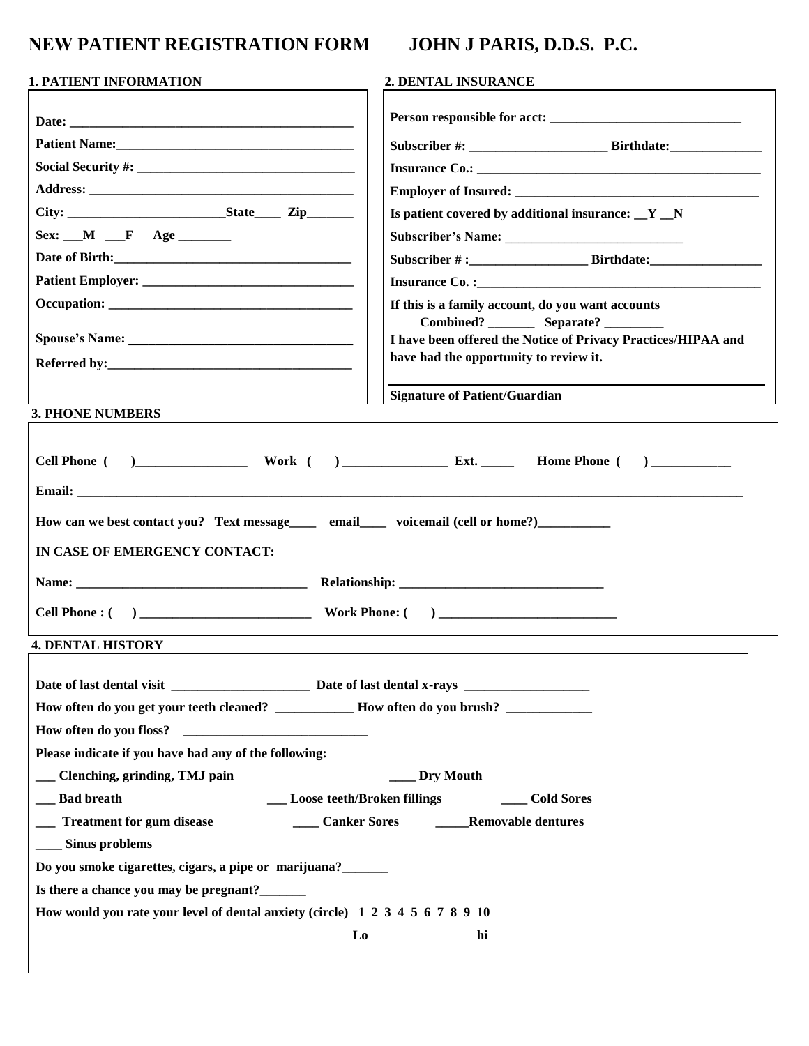# NEW PATIENT REGISTRATION FORM    JOHN J PARIS, D.D.S. P.C.

## 1. PATIENT INFORMATION

**Date:** ___________________________________________

**Patient Name:**____________________________________

**Social Security #:** _________________________________

**Address:** ________________________________________

**City:** ________________________**State**____ **Zip**_______

**Sex:** ___**M** ___**F** **Age** ________

**Date of Birth:**____________________________________

**Patient Employer:** ________________________________

**Occupation:** _____________________________________

**Spouse's Name:** __________________________________

**Referred by:**_____________________________________

## 2. DENTAL INSURANCE

**Person responsible for acct:** _____________________________

**Subscriber #:** _____________________ **Birthdate:**______________

**Insurance Co.:** ____________________________________________

**Employer of Insured:** ______________________________________

**Is patient covered by additional insurance:** __**Y** __**N**

**Subscriber's Name:** ___________________________

**Subscriber # :**__________________ **Birthdate:**_________________

**Insurance Co. :**____________________________________________

**If this is a family account, do you want accounts**
**Combined?** _______ **Separate?** _________

**I have been offered the Notice of Privacy Practices/HIPAA and have had the opportunity to review it.**

_____________________________________________

**Signature of Patient/Guardian**

## 3. PHONE NUMBERS

**Cell Phone (    )**_________________ **Work (    )** ________________ **Ext.** _____ **Home Phone (    )** ____________

**Email:** _____________________________________________________________________________________________

**How can we best contact you? Text message**____ **email**____ **voicemail (cell or home?)**___________

**IN CASE OF EMERGENCY CONTACT:**

**Name:** ___________________________________ **Relationship:** _______________________________

**Cell Phone : (    )** __________________________ **Work Phone: (    )** ___________________________

## 4. DENTAL HISTORY

**Date of last dental visit** _____________________ **Date of last dental x-rays** ___________________

**How often do you get your teeth cleaned?** ____________ **How often do you brush?** _____________

**How often do you floss?** ____________________________

**Please indicate if you have had any of the following:**

___ **Clenching, grinding, TMJ pain**    ____ **Dry Mouth**

___ **Bad breath**    ___ **Loose teeth/Broken fillings**    ____ **Cold Sores**

___ **Treatment for gum disease**    ____ **Canker Sores**    _____**Removable dentures**

____ **Sinus problems**

**Do you smoke cigarettes, cigars, a pipe or marijuana?**_______

**Is there a chance you may be pregnant?**_______

**How would you rate your level of dental anxiety (circle) 1 2 3 4 5 6 7 8 9 10**

**Lo**    **hi**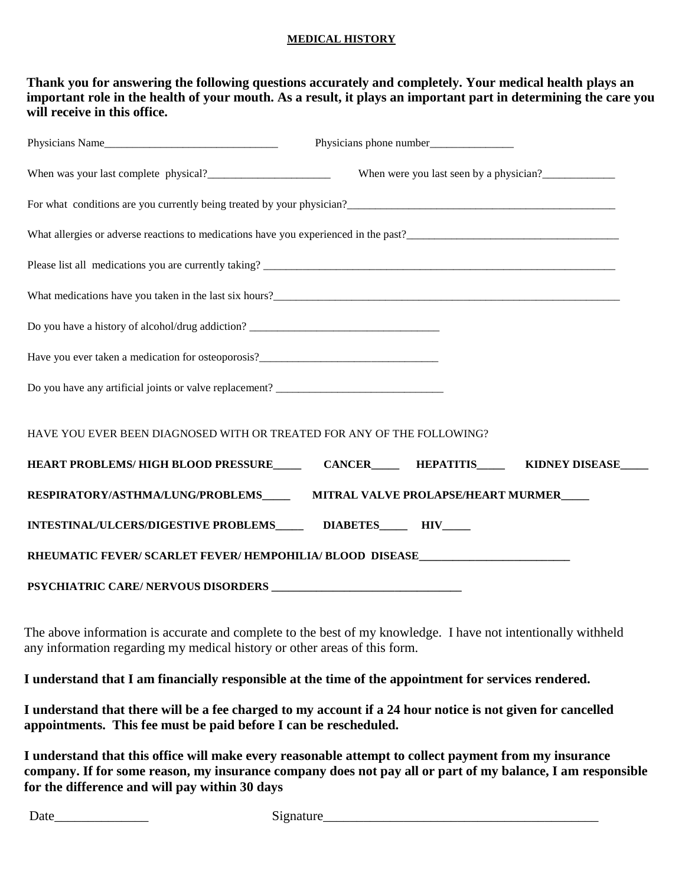## MEDICAL HISTORY

**Thank you for answering the following questions accurately and completely. Your medical health plays an important role in the health of your mouth. As a result, it plays an important part in determining the care you will receive in this office.**

Physicians Name_______________________________ Physicians phone number_______________

When was your last complete physical?______________________ When were you last seen by a physician?_____________

For what conditions are you currently being treated by your physician?__________________________________________________

What allergies or adverse reactions to medications have you experienced in the past?_______________________________________

Please list all medications you are currently taking? _________________________________________________________________

What medications have you taken in the last six hours?_________________________________________________________________

Do you have a history of alcohol/drug addiction? __________________________________

Have you ever taken a medication for osteoporosis?________________________________

Do you have any artificial joints or valve replacement? ______________________________

HAVE YOU EVER BEEN DIAGNOSED WITH OR TREATED FOR ANY OF THE FOLLOWING?

**HEART PROBLEMS/ HIGH BLOOD PRESSURE_____ CANCER_____ HEPATITIS_____ KIDNEY DISEASE_____**

**RESPIRATORY/ASTHMA/LUNG/PROBLEMS_____ MITRAL VALVE PROLAPSE/HEART MURMER_____**

**INTESTINAL/ULCERS/DIGESTIVE PROBLEMS_____ DIABETES_____ HIV_____**

**RHEUMATIC FEVER/ SCARLET FEVER/ HEMPOHILIA/ BLOOD DISEASE__________________________**

**PSYCHIATRIC CARE/ NERVOUS DISORDERS ________________________________**

The above information is accurate and complete to the best of my knowledge. I have not intentionally withheld any information regarding my medical history or other areas of this form.

**I understand that I am financially responsible at the time of the appointment for services rendered.**

**I understand that there will be a fee charged to my account if a 24 hour notice is not given for cancelled appointments. This fee must be paid before I can be rescheduled.**

**I understand that this office will make every reasonable attempt to collect payment from my insurance company. If for some reason, my insurance company does not pay all or part of my balance, I am responsible for the difference and will pay within 30 days**

Date______________ Signature__________________________________________